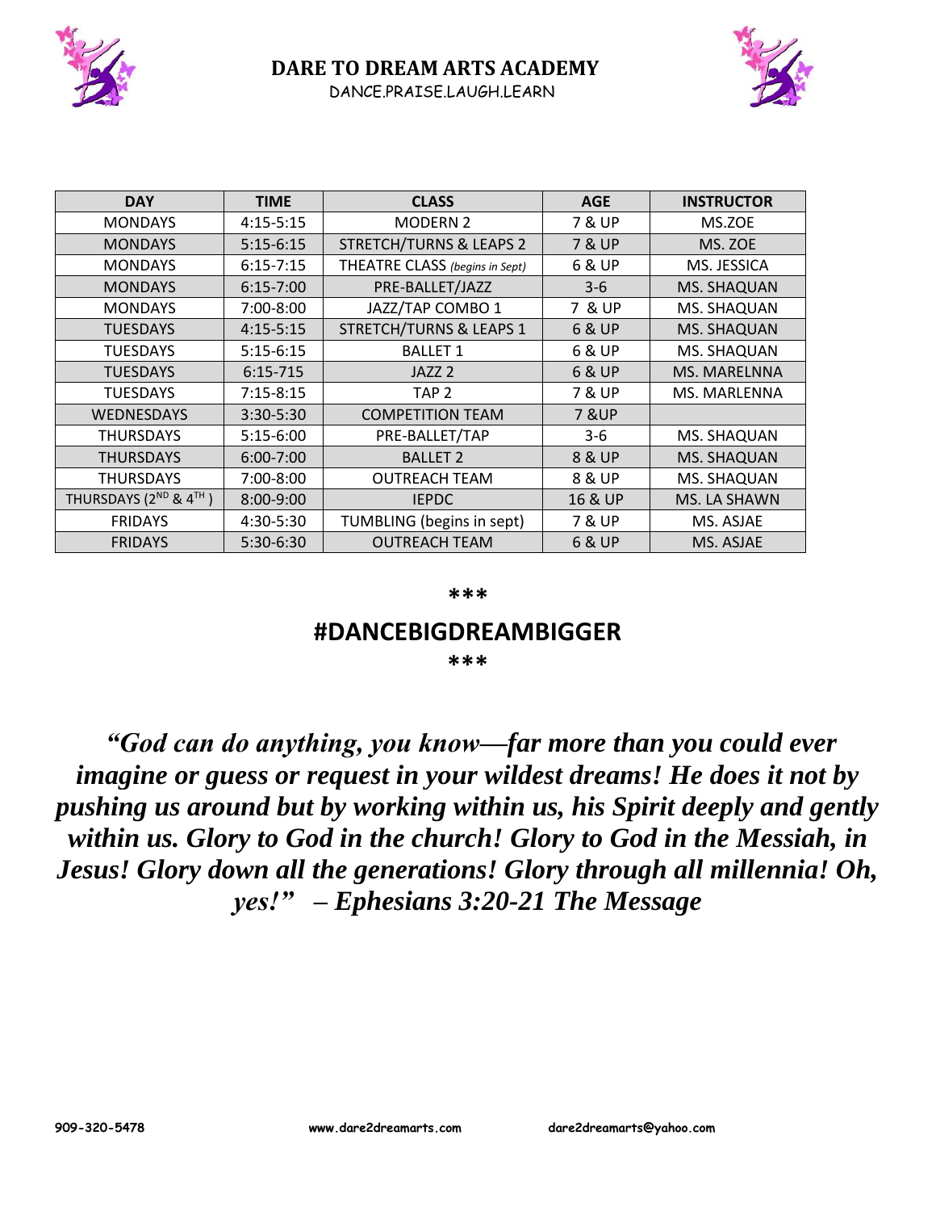# DARE TO DREAM ARTS ACADEMY

DANCE.PRAISE.LAUGH.LEARN

| DAY | TIME | CLASS | AGE | INSTRUCTOR |
|---|---|---|---|---|
| MONDAYS | 4:15-5:15 | MODERN 2 | 7 & UP | MS.ZOE |
| MONDAYS | 5:15-6:15 | STRETCH/TURNS & LEAPS 2 | 7 & UP | MS. ZOE |
| MONDAYS | 6:15-7:15 | THEATRE CLASS *(begins in Sept)* | 6 & UP | MS. JESSICA |
| MONDAYS | 6:15-7:00 | PRE-BALLET/JAZZ | 3-6 | MS. SHAQUAN |
| MONDAYS | 7:00-8:00 | JAZZ/TAP COMBO 1 | 7 & UP | MS. SHAQUAN |
| TUESDAYS | 4:15-5:15 | STRETCH/TURNS & LEAPS 1 | 6 & UP | MS. SHAQUAN |
| TUESDAYS | 5:15-6:15 | BALLET 1 | 6 & UP | MS. SHAQUAN |
| TUESDAYS | 6:15-715 | JAZZ 2 | 6 & UP | MS. MARELNNA |
| TUESDAYS | 7:15-8:15 | TAP 2 | 7 & UP | MS. MARLENNA |
| WEDNESDAYS | 3:30-5:30 | COMPETITION TEAM | 7 &UP | |
| THURSDAYS | 5:15-6:00 | PRE-BALLET/TAP | 3-6 | MS. SHAQUAN |
| THURSDAYS | 6:00-7:00 | BALLET 2 | 8 & UP | MS. SHAQUAN |
| THURSDAYS | 7:00-8:00 | OUTREACH TEAM | 8 & UP | MS. SHAQUAN |
| THURSDAYS (2ND & 4TH ) | 8:00-9:00 | IEPDC | 16 & UP | MS. LA SHAWN |
| FRIDAYS | 4:30-5:30 | TUMBLING (begins in sept) | 7 & UP | MS. ASJAE |
| FRIDAYS | 5:30-6:30 | OUTREACH TEAM | 6 & UP | MS. ASJAE |

***

**#DANCEBIGDREAMBIGGER**

***

***"God can do anything, you know—far more than you could ever imagine or guess or request in your wildest dreams! He does it not by pushing us around but by working within us, his Spirit deeply and gently within us. Glory to God in the church! Glory to God in the Messiah, in Jesus! Glory down all the generations! Glory through all millennia! Oh, yes!" – Ephesians 3:20-21 The Message***

909-320-5478 www.dare2dreamarts.com dare2dreamarts@yahoo.com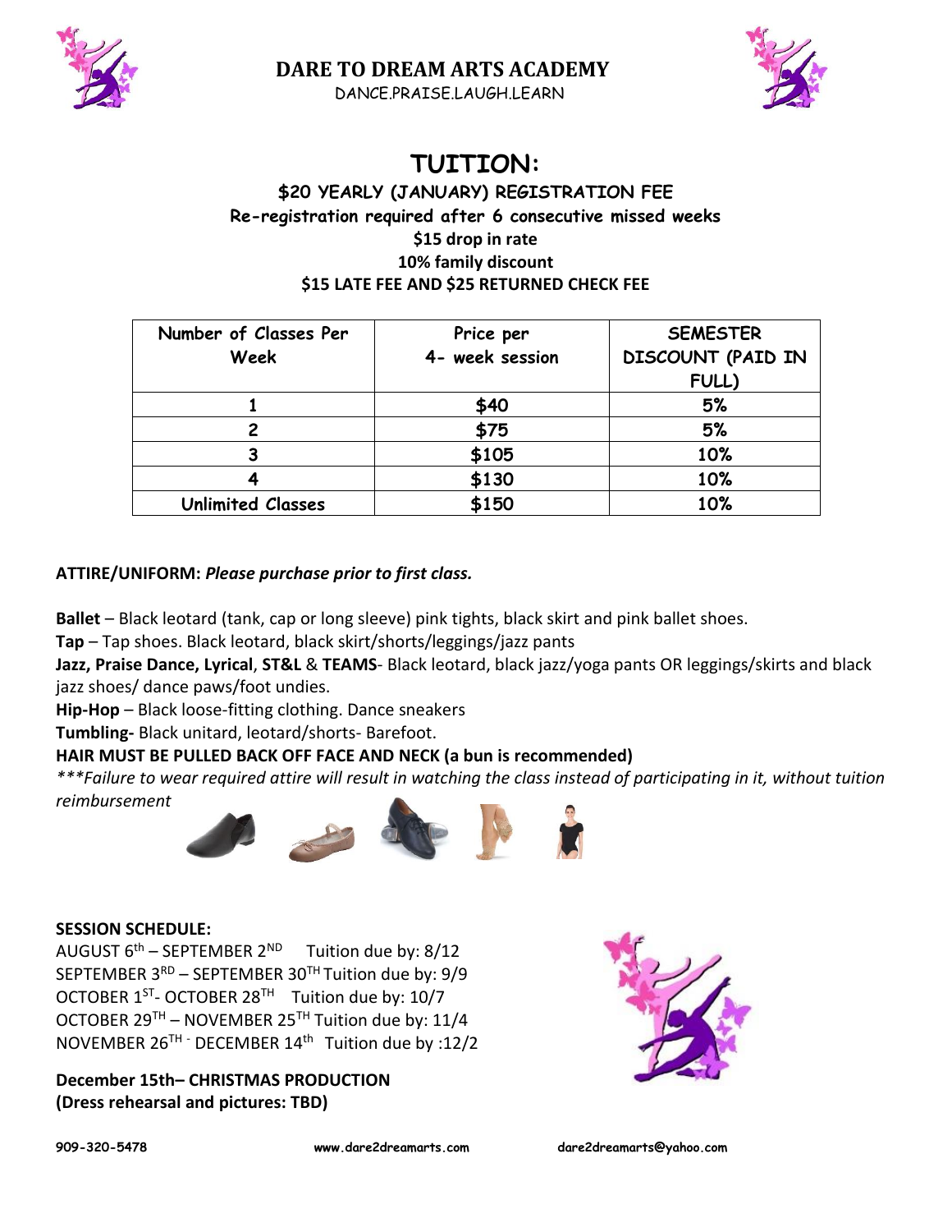# DARE TO DREAM ARTS ACADEMY

DANCE.PRAISE.LAUGH.LEARN

## TUITION:

**$20 YEARLY (JANUARY) REGISTRATION FEE**
**Re-registration required after 6 consecutive missed weeks**
**$15 drop in rate**
**10% family discount**
**$15 LATE FEE AND $25 RETURNED CHECK FEE**

| Number of Classes Per Week | Price per 4- week session | SEMESTER DISCOUNT (PAID IN FULL) |
|---|---|---|
| 1 | $40 | 5% |
| 2 | $75 | 5% |
| 3 | $105 | 10% |
| 4 | $130 | 10% |
| Unlimited Classes | $150 | 10% |

**ATTIRE/UNIFORM:** ***Please purchase prior to first class.***

**Ballet** – Black leotard (tank, cap or long sleeve) pink tights, black skirt and pink ballet shoes.
**Tap** – Tap shoes. Black leotard, black skirt/shorts/leggings/jazz pants
**Jazz, Praise Dance, Lyrical**, **ST&L** & **TEAMS**- Black leotard, black jazz/yoga pants OR leggings/skirts and black jazz shoes/ dance paws/foot undies.
**Hip-Hop** – Black loose-fitting clothing. Dance sneakers
**Tumbling-** Black unitard, leotard/shorts- Barefoot.
**HAIR MUST BE PULLED BACK OFF FACE AND NECK (a bun is recommended)**
****\*Failure to wear required attire will result in watching the class instead of participating in it, without tuition reimbursement*

**SESSION SCHEDULE:**
AUGUST 6th – SEPTEMBER 2ND Tuition due by: 8/12
SEPTEMBER 3RD – SEPTEMBER 30TH Tuition due by: 9/9
OCTOBER 1ST- OCTOBER 28TH Tuition due by: 10/7
OCTOBER 29TH – NOVEMBER 25TH Tuition due by: 11/4
NOVEMBER 26TH - DECEMBER 14th Tuition due by :12/2

**December 15th– CHRISTMAS PRODUCTION**
**(Dress rehearsal and pictures: TBD)**

909-320-5478 www.dare2dreamarts.com dare2dreamarts@yahoo.com